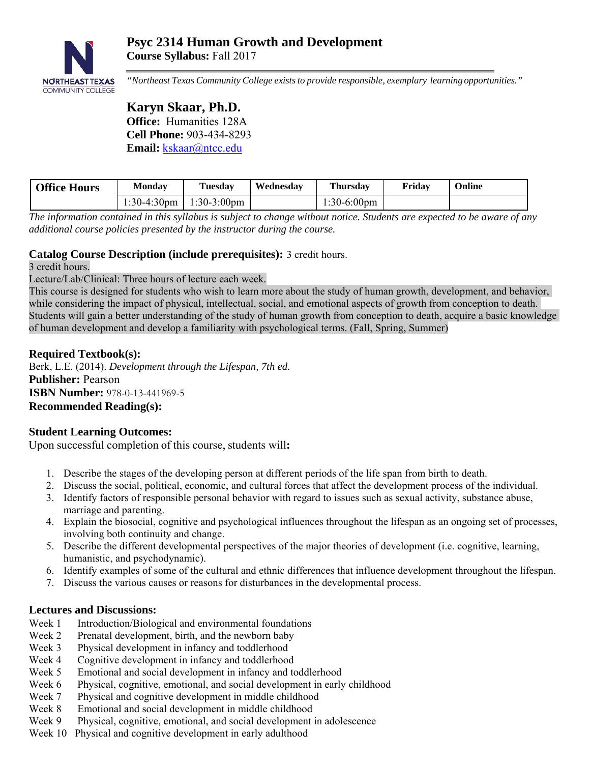# Psyc 2314 Human Growth and Development

**Course Syllabus:** Fall 2017

*"Northeast Texas Community College exists to provide responsible, exemplary learning opportunities."*

## Karyn Skaar, Ph.D.

**Office:** Humanities 128A
**Cell Phone:** 903-434-8293
**Email:** kskaar@ntcc.edu

| Office Hours | Monday | Tuesday | Wednesday | Thursday | Friday | Online |
|---|---|---|---|---|---|---|
| | 1:30-4:30pm | 1:30-3:00pm | | 1:30-6:00pm | | |

*The information contained in this syllabus is subject to change without notice. Students are expected to be aware of any additional course policies presented by the instructor during the course.*

### Catalog Course Description (include prerequisites): 3 credit hours.

3 credit hours.

Lecture/Lab/Clinical: Three hours of lecture each week.

This course is designed for students who wish to learn more about the study of human growth, development, and behavior, while considering the impact of physical, intellectual, social, and emotional aspects of growth from conception to death. Students will gain a better understanding of the study of human growth from conception to death, acquire a basic knowledge of human development and develop a familiarity with psychological terms. (Fall, Spring, Summer)

### Required Textbook(s):

Berk, L.E. (2014). *Development through the Lifespan, 7th ed.*

**Publisher:** Pearson

**ISBN Number:** 978-0-13-441969-5

**Recommended Reading(s):**

### Student Learning Outcomes:

Upon successful completion of this course, students will**:**

1. Describe the stages of the developing person at different periods of the life span from birth to death.
2. Discuss the social, political, economic, and cultural forces that affect the development process of the individual.
3. Identify factors of responsible personal behavior with regard to issues such as sexual activity, substance abuse, marriage and parenting.
4. Explain the biosocial, cognitive and psychological influences throughout the lifespan as an ongoing set of processes, involving both continuity and change.
5. Describe the different developmental perspectives of the major theories of development (i.e. cognitive, learning, humanistic, and psychodynamic).
6. Identify examples of some of the cultural and ethnic differences that influence development throughout the lifespan.
7. Discuss the various causes or reasons for disturbances in the developmental process.

### Lectures and Discussions:

Week 1 Introduction/Biological and environmental foundations
Week 2 Prenatal development, birth, and the newborn baby
Week 3 Physical development in infancy and toddlerhood
Week 4 Cognitive development in infancy and toddlerhood
Week 5 Emotional and social development in infancy and toddlerhood
Week 6 Physical, cognitive, emotional, and social development in early childhood
Week 7 Physical and cognitive development in middle childhood
Week 8 Emotional and social development in middle childhood
Week 9 Physical, cognitive, emotional, and social development in adolescence
Week 10 Physical and cognitive development in early adulthood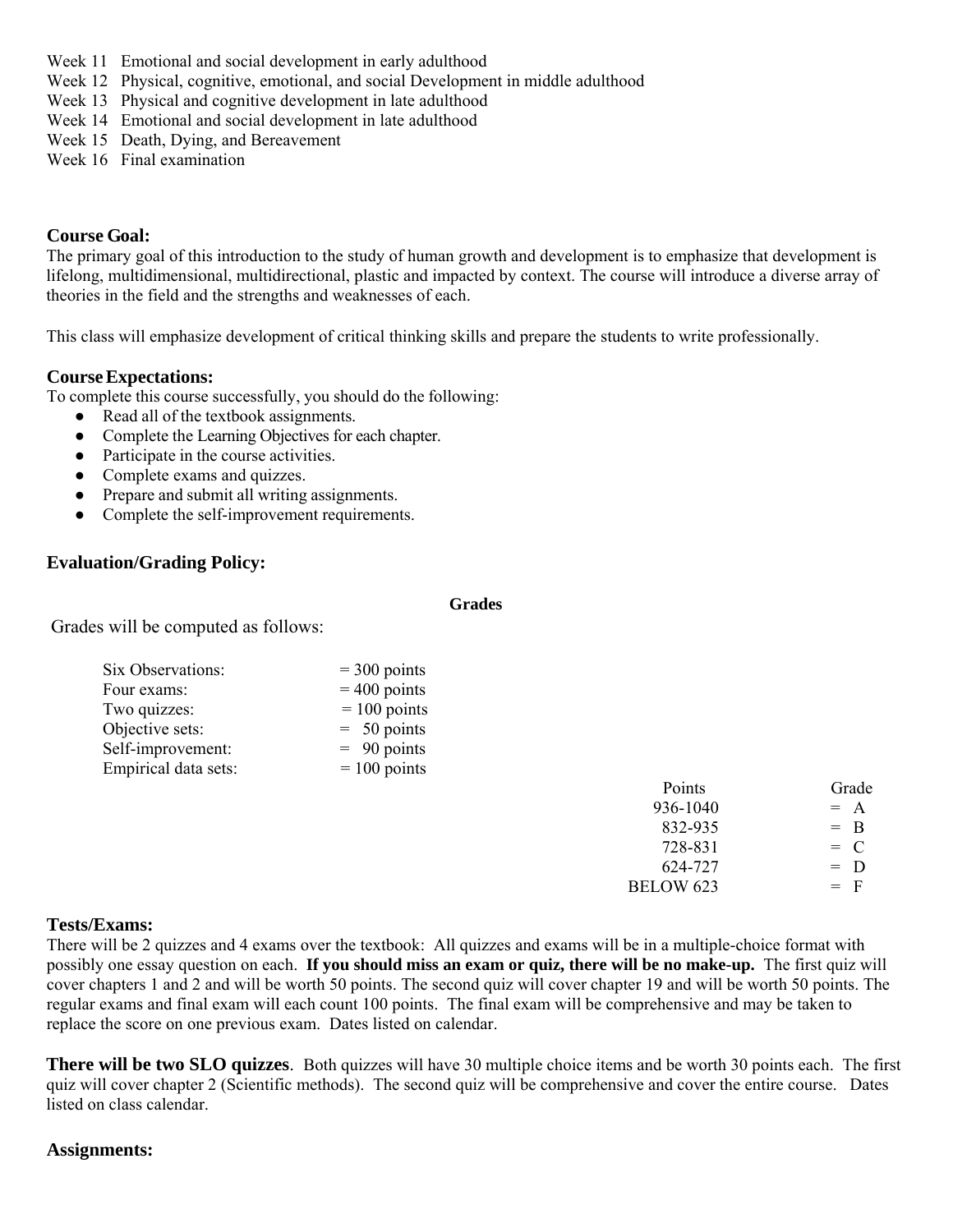Week 11 Emotional and social development in early adulthood
Week 12 Physical, cognitive, emotional, and social Development in middle adulthood
Week 13 Physical and cognitive development in late adulthood
Week 14 Emotional and social development in late adulthood
Week 15 Death, Dying, and Bereavement
Week 16 Final examination

### Course Goal:

The primary goal of this introduction to the study of human growth and development is to emphasize that development is lifelong, multidimensional, multidirectional, plastic and impacted by context. The course will introduce a diverse array of theories in the field and the strengths and weaknesses of each.

This class will emphasize development of critical thinking skills and prepare the students to write professionally.

### Course Expectations:

To complete this course successfully, you should do the following:

- Read all of the textbook assignments.
- Complete the Learning Objectives for each chapter.
- Participate in the course activities.
- Complete exams and quizzes.
- Prepare and submit all writing assignments.
- Complete the self-improvement requirements.

### Evaluation/Grading Policy:

**Grades**

Grades will be computed as follows:

| | |
|---|---|
| Six Observations: | = 300 points |
| Four exams: | = 400 points |
| Two quizzes: | = 100 points |
| Objective sets: | = 50 points |
| Self-improvement: | = 90 points |
| Empirical data sets: | = 100 points |

| Points | Grade |
|---|---|
| 936-1040 | = A |
| 832-935 | = B |
| 728-831 | = C |
| 624-727 | = D |
| BELOW 623 | = F |

### Tests/Exams:

There will be 2 quizzes and 4 exams over the textbook: All quizzes and exams will be in a multiple-choice format with possibly one essay question on each. **If you should miss an exam or quiz, there will be no make-up.** The first quiz will cover chapters 1 and 2 and will be worth 50 points. The second quiz will cover chapter 19 and will be worth 50 points. The regular exams and final exam will each count 100 points. The final exam will be comprehensive and may be taken to replace the score on one previous exam. Dates listed on calendar.

**There will be two SLO quizzes**. Both quizzes will have 30 multiple choice items and be worth 30 points each. The first quiz will cover chapter 2 (Scientific methods). The second quiz will be comprehensive and cover the entire course. Dates listed on class calendar.

### Assignments: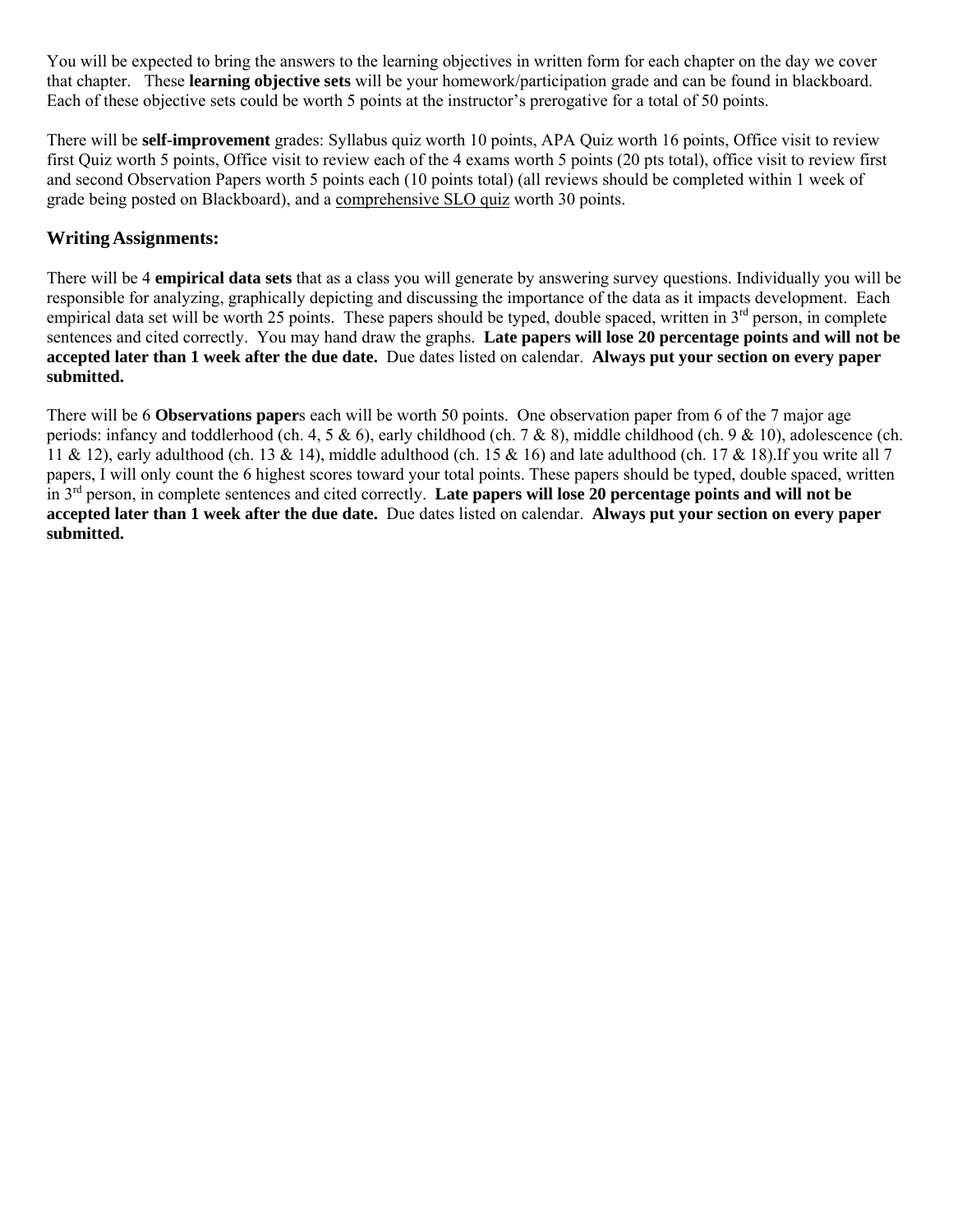You will be expected to bring the answers to the learning objectives in written form for each chapter on the day we cover that chapter. These **learning objective sets** will be your homework/participation grade and can be found in blackboard. Each of these objective sets could be worth 5 points at the instructor's prerogative for a total of 50 points.

There will be **self-improvement** grades: Syllabus quiz worth 10 points, APA Quiz worth 16 points, Office visit to review first Quiz worth 5 points, Office visit to review each of the 4 exams worth 5 points (20 pts total), office visit to review first and second Observation Papers worth 5 points each (10 points total) (all reviews should be completed within 1 week of grade being posted on Blackboard), and a comprehensive SLO quiz worth 30 points.

## Writing Assignments:

There will be 4 **empirical data sets** that as a class you will generate by answering survey questions. Individually you will be responsible for analyzing, graphically depicting and discussing the importance of the data as it impacts development. Each empirical data set will be worth 25 points. These papers should be typed, double spaced, written in 3rd person, in complete sentences and cited correctly. You may hand draw the graphs. **Late papers will lose 20 percentage points and will not be accepted later than 1 week after the due date.** Due dates listed on calendar. **Always put your section on every paper submitted.**

There will be 6 **Observations paper**s each will be worth 50 points. One observation paper from 6 of the 7 major age periods: infancy and toddlerhood (ch. 4, 5 & 6), early childhood (ch. 7 & 8), middle childhood (ch. 9 & 10), adolescence (ch. 11 & 12), early adulthood (ch. 13 & 14), middle adulthood (ch. 15 & 16) and late adulthood (ch. 17 & 18).If you write all 7 papers, I will only count the 6 highest scores toward your total points. These papers should be typed, double spaced, written in 3rd person, in complete sentences and cited correctly. **Late papers will lose 20 percentage points and will not be accepted later than 1 week after the due date.** Due dates listed on calendar. **Always put your section on every paper submitted.**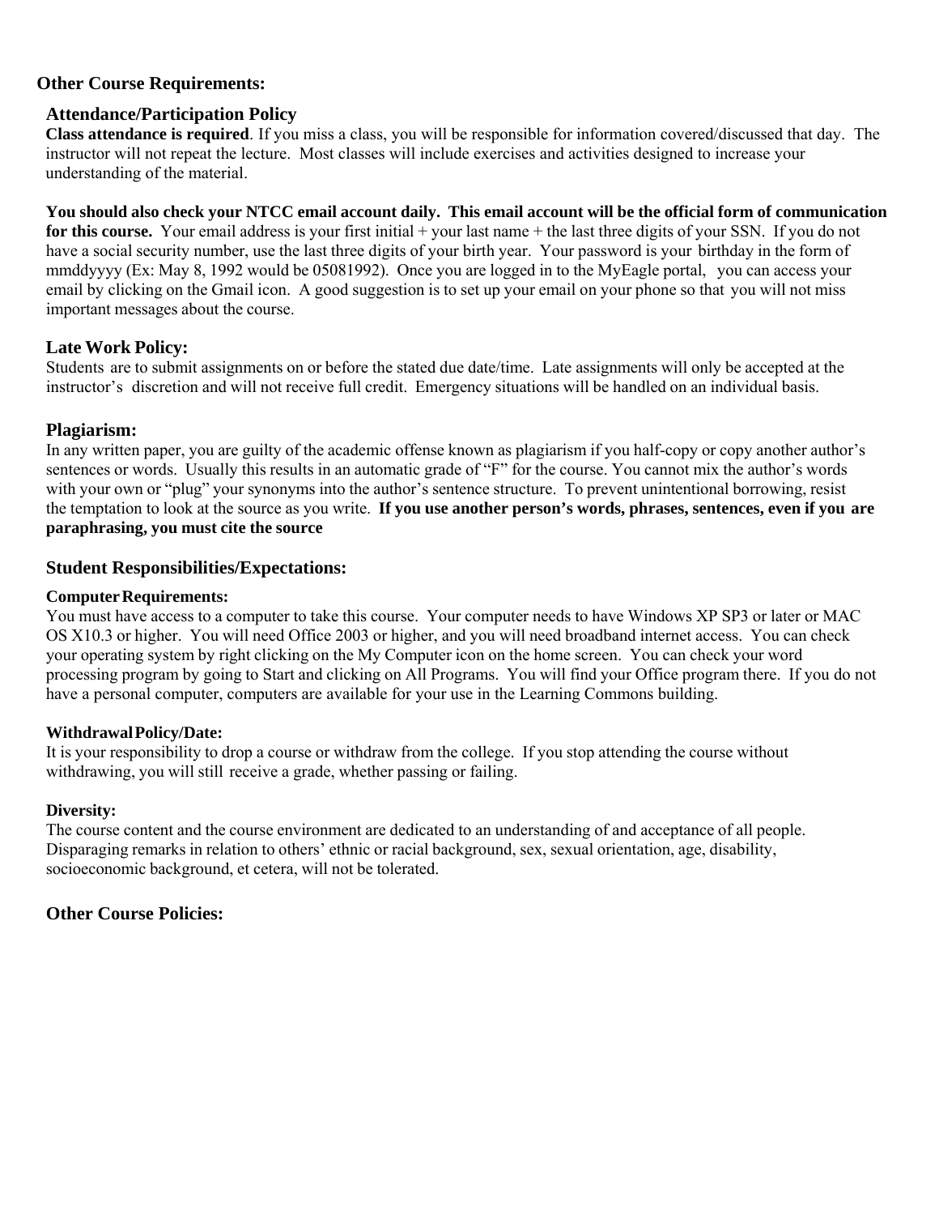## Other Course Requirements:

### Attendance/Participation Policy

**Class attendance is required**. If you miss a class, you will be responsible for information covered/discussed that day. The instructor will not repeat the lecture. Most classes will include exercises and activities designed to increase your understanding of the material.

**You should also check your NTCC email account daily. This email account will be the official form of communication for this course.** Your email address is your first initial + your last name + the last three digits of your SSN. If you do not have a social security number, use the last three digits of your birth year. Your password is your birthday in the form of mmddyyyy (Ex: May 8, 1992 would be 05081992). Once you are logged in to the MyEagle portal, you can access your email by clicking on the Gmail icon. A good suggestion is to set up your email on your phone so that you will not miss important messages about the course.

### Late Work Policy:

Students are to submit assignments on or before the stated due date/time. Late assignments will only be accepted at the instructor's discretion and will not receive full credit. Emergency situations will be handled on an individual basis.

### Plagiarism:

In any written paper, you are guilty of the academic offense known as plagiarism if you half-copy or copy another author's sentences or words. Usually this results in an automatic grade of "F" for the course. You cannot mix the author's words with your own or "plug" your synonyms into the author's sentence structure. To prevent unintentional borrowing, resist the temptation to look at the source as you write. **If you use another person's words, phrases, sentences, even if you are paraphrasing, you must cite the source**

### Student Responsibilities/Expectations:

#### Computer Requirements:

You must have access to a computer to take this course. Your computer needs to have Windows XP SP3 or later or MAC OS X10.3 or higher. You will need Office 2003 or higher, and you will need broadband internet access. You can check your operating system by right clicking on the My Computer icon on the home screen. You can check your word processing program by going to Start and clicking on All Programs. You will find your Office program there. If you do not have a personal computer, computers are available for your use in the Learning Commons building.

#### Withdrawal Policy/Date:

It is your responsibility to drop a course or withdraw from the college. If you stop attending the course without withdrawing, you will still receive a grade, whether passing or failing.

#### Diversity:

The course content and the course environment are dedicated to an understanding of and acceptance of all people. Disparaging remarks in relation to others' ethnic or racial background, sex, sexual orientation, age, disability, socioeconomic background, et cetera, will not be tolerated.

### Other Course Policies: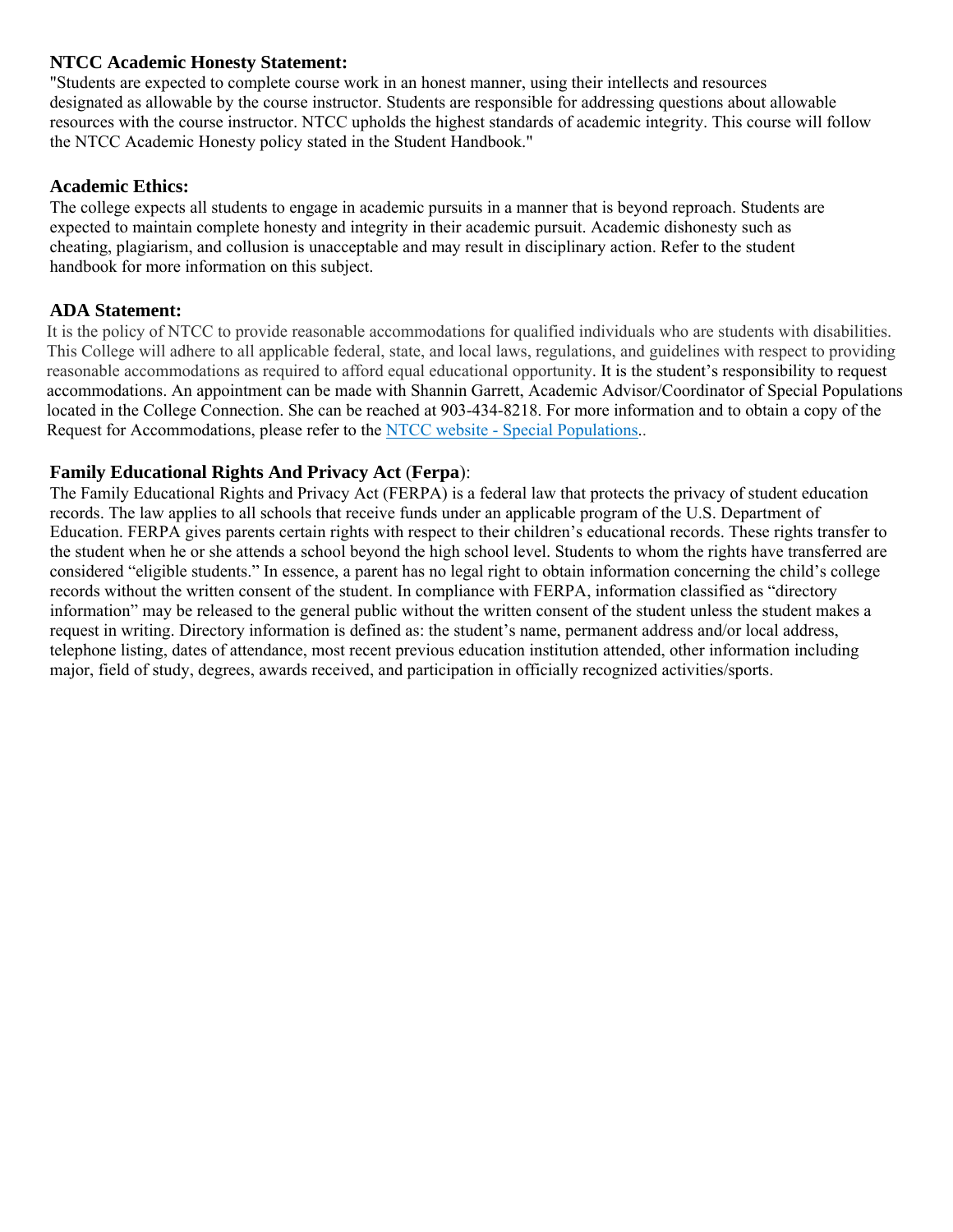**NTCC Academic Honesty Statement:**

"Students are expected to complete course work in an honest manner, using their intellects and resources designated as allowable by the course instructor. Students are responsible for addressing questions about allowable resources with the course instructor. NTCC upholds the highest standards of academic integrity. This course will follow the NTCC Academic Honesty policy stated in the Student Handbook."

**Academic Ethics:**

The college expects all students to engage in academic pursuits in a manner that is beyond reproach. Students are expected to maintain complete honesty and integrity in their academic pursuit. Academic dishonesty such as cheating, plagiarism, and collusion is unacceptable and may result in disciplinary action. Refer to the student handbook for more information on this subject.

**ADA Statement:**

It is the policy of NTCC to provide reasonable accommodations for qualified individuals who are students with disabilities. This College will adhere to all applicable federal, state, and local laws, regulations, and guidelines with respect to providing reasonable accommodations as required to afford equal educational opportunity. It is the student's responsibility to request accommodations. An appointment can be made with Shannin Garrett, Academic Advisor/Coordinator of Special Populations located in the College Connection. She can be reached at 903-434-8218. For more information and to obtain a copy of the Request for Accommodations, please refer to the NTCC website - Special Populations..

**Family Educational Rights And Privacy Act** (**Ferpa**):

The Family Educational Rights and Privacy Act (FERPA) is a federal law that protects the privacy of student education records. The law applies to all schools that receive funds under an applicable program of the U.S. Department of Education. FERPA gives parents certain rights with respect to their children's educational records. These rights transfer to the student when he or she attends a school beyond the high school level. Students to whom the rights have transferred are considered "eligible students." In essence, a parent has no legal right to obtain information concerning the child's college records without the written consent of the student. In compliance with FERPA, information classified as "directory information" may be released to the general public without the written consent of the student unless the student makes a request in writing. Directory information is defined as: the student's name, permanent address and/or local address, telephone listing, dates of attendance, most recent previous education institution attended, other information including major, field of study, degrees, awards received, and participation in officially recognized activities/sports.